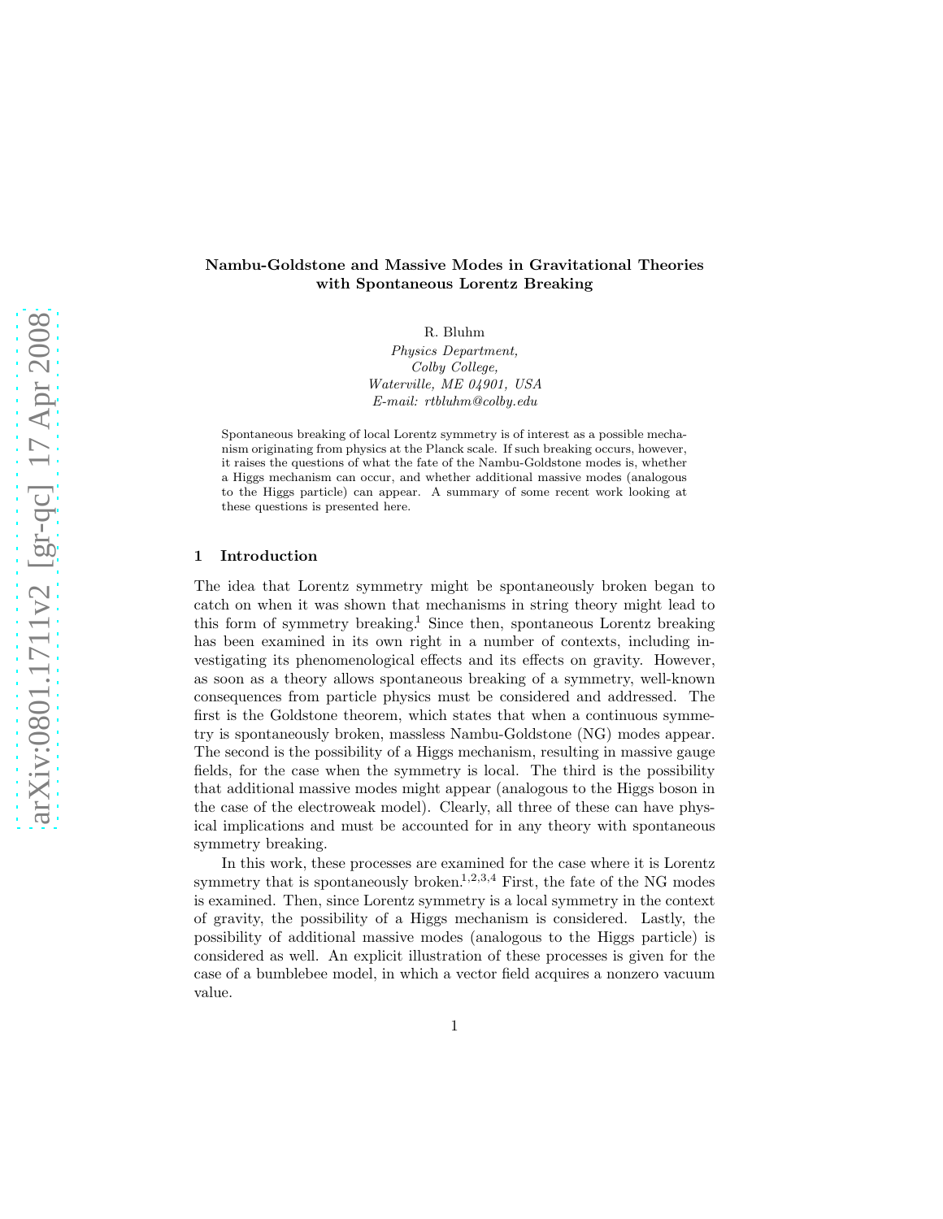# Nambu-Goldstone and Massive Modes in Gravitational Theories with Spontaneous Lorentz Breaking

R. Bluhm

*Physics Department,*
*Colby College,*
*Waterville, ME 04901, USA*
*E-mail: rtbluhm@colby.edu*

Spontaneous breaking of local Lorentz symmetry is of interest as a possible mechanism originating from physics at the Planck scale. If such breaking occurs, however, it raises the questions of what the fate of the Nambu-Goldstone modes is, whether a Higgs mechanism can occur, and whether additional massive modes (analogous to the Higgs particle) can appear. A summary of some recent work looking at these questions is presented here.

## 1 Introduction

The idea that Lorentz symmetry might be spontaneously broken began to catch on when it was shown that mechanisms in string theory might lead to this form of symmetry breaking.[1] Since then, spontaneous Lorentz breaking has been examined in its own right in a number of contexts, including investigating its phenomenological effects and its effects on gravity. However, as soon as a theory allows spontaneous breaking of a symmetry, well-known consequences from particle physics must be considered and addressed. The first is the Goldstone theorem, which states that when a continuous symmetry is spontaneously broken, massless Nambu-Goldstone (NG) modes appear. The second is the possibility of a Higgs mechanism, resulting in massive gauge fields, for the case when the symmetry is local. The third is the possibility that additional massive modes might appear (analogous to the Higgs boson in the case of the electroweak model). Clearly, all three of these can have physical implications and must be accounted for in any theory with spontaneous symmetry breaking.

In this work, these processes are examined for the case where it is Lorentz symmetry that is spontaneously broken.[1,2,3,4] First, the fate of the NG modes is examined. Then, since Lorentz symmetry is a local symmetry in the context of gravity, the possibility of a Higgs mechanism is considered. Lastly, the possibility of additional massive modes (analogous to the Higgs particle) is considered as well. An explicit illustration of these processes is given for the case of a bumblebee model, in which a vector field acquires a nonzero vacuum value.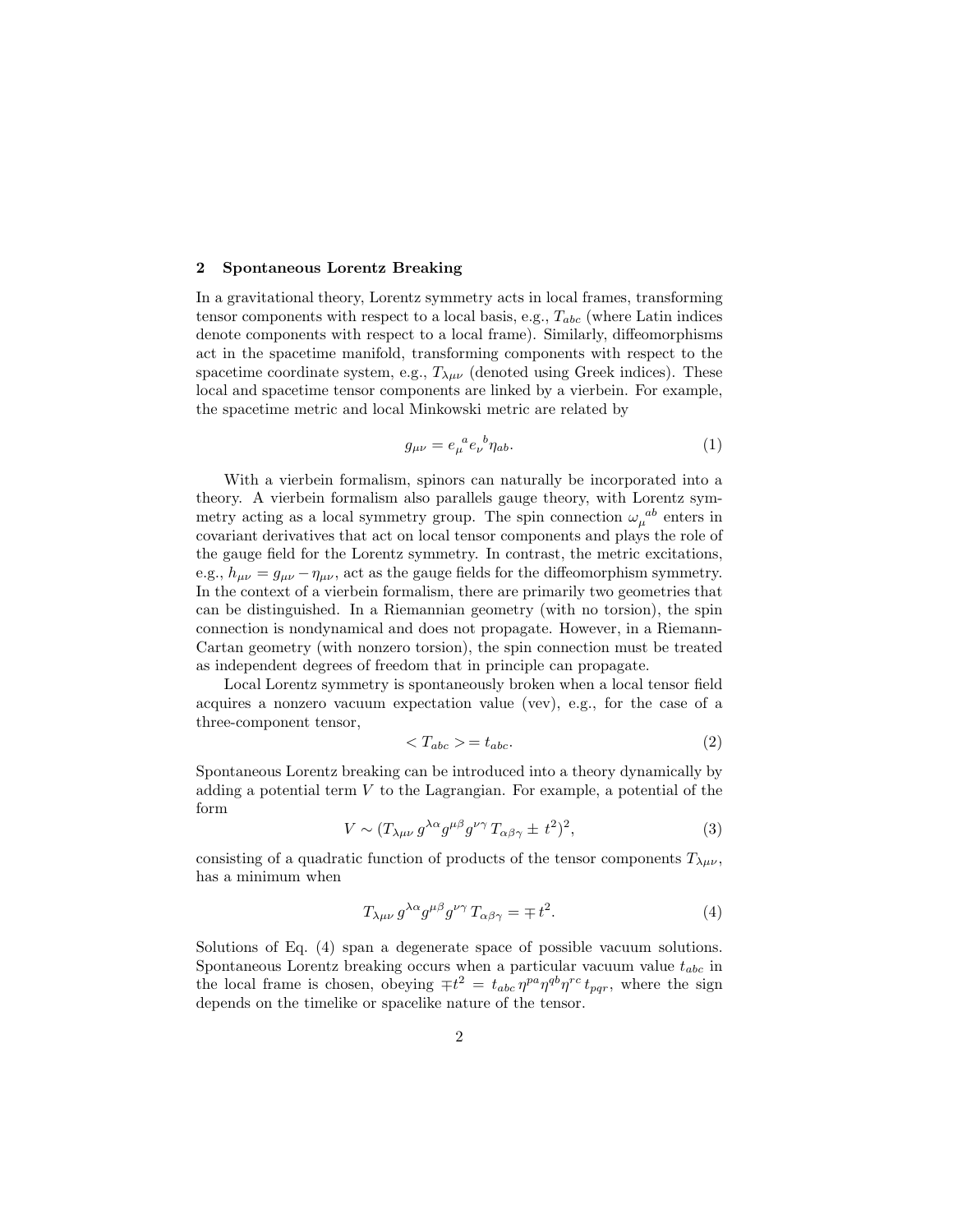## 2 Spontaneous Lorentz Breaking

In a gravitational theory, Lorentz symmetry acts in local frames, transforming tensor components with respect to a local basis, e.g., $T_{abc}$ (where Latin indices denote components with respect to a local frame). Similarly, diffeomorphisms act in the spacetime manifold, transforming components with respect to the spacetime coordinate system, e.g., $T_{\lambda\mu\nu}$ (denoted using Greek indices). These local and spacetime tensor components are linked by a vierbein. For example, the spacetime metric and local Minkowski metric are related by

$$g_{\mu\nu} = e_\mu{}^a e_\nu{}^b \eta_{ab}. \tag{1}$$

With a vierbein formalism, spinors can naturally be incorporated into a theory. A vierbein formalism also parallels gauge theory, with Lorentz symmetry acting as a local symmetry group. The spin connection $\omega_\mu{}^{ab}$ enters in covariant derivatives that act on local tensor components and plays the role of the gauge field for the Lorentz symmetry. In contrast, the metric excitations, e.g., $h_{\mu\nu} = g_{\mu\nu} - \eta_{\mu\nu}$, act as the gauge fields for the diffeomorphism symmetry. In the context of a vierbein formalism, there are primarily two geometries that can be distinguished. In a Riemannian geometry (with no torsion), the spin connection is nondynamical and does not propagate. However, in a Riemann-Cartan geometry (with nonzero torsion), the spin connection must be treated as independent degrees of freedom that in principle can propagate.

Local Lorentz symmetry is spontaneously broken when a local tensor field acquires a nonzero vacuum expectation value (vev), e.g., for the case of a three-component tensor,

$$< T_{abc} >= t_{abc}. \tag{2}$$

Spontaneous Lorentz breaking can be introduced into a theory dynamically by adding a potential term $V$ to the Lagrangian. For example, a potential of the form

$$V \sim (T_{\lambda\mu\nu}\, g^{\lambda\alpha} g^{\mu\beta} g^{\nu\gamma}\, T_{\alpha\beta\gamma} \pm t^2)^2, \tag{3}$$

consisting of a quadratic function of products of the tensor components $T_{\lambda\mu\nu}$, has a minimum when

$$T_{\lambda\mu\nu}\, g^{\lambda\alpha} g^{\mu\beta} g^{\nu\gamma}\, T_{\alpha\beta\gamma} = \mp\, t^2. \tag{4}$$

Solutions of Eq. (4) span a degenerate space of possible vacuum solutions. Spontaneous Lorentz breaking occurs when a particular vacuum value $t_{abc}$ in the local frame is chosen, obeying $\mp t^2 = t_{abc}\, \eta^{pa} \eta^{qb} \eta^{rc}\, t_{pqr}$, where the sign depends on the timelike or spacelike nature of the tensor.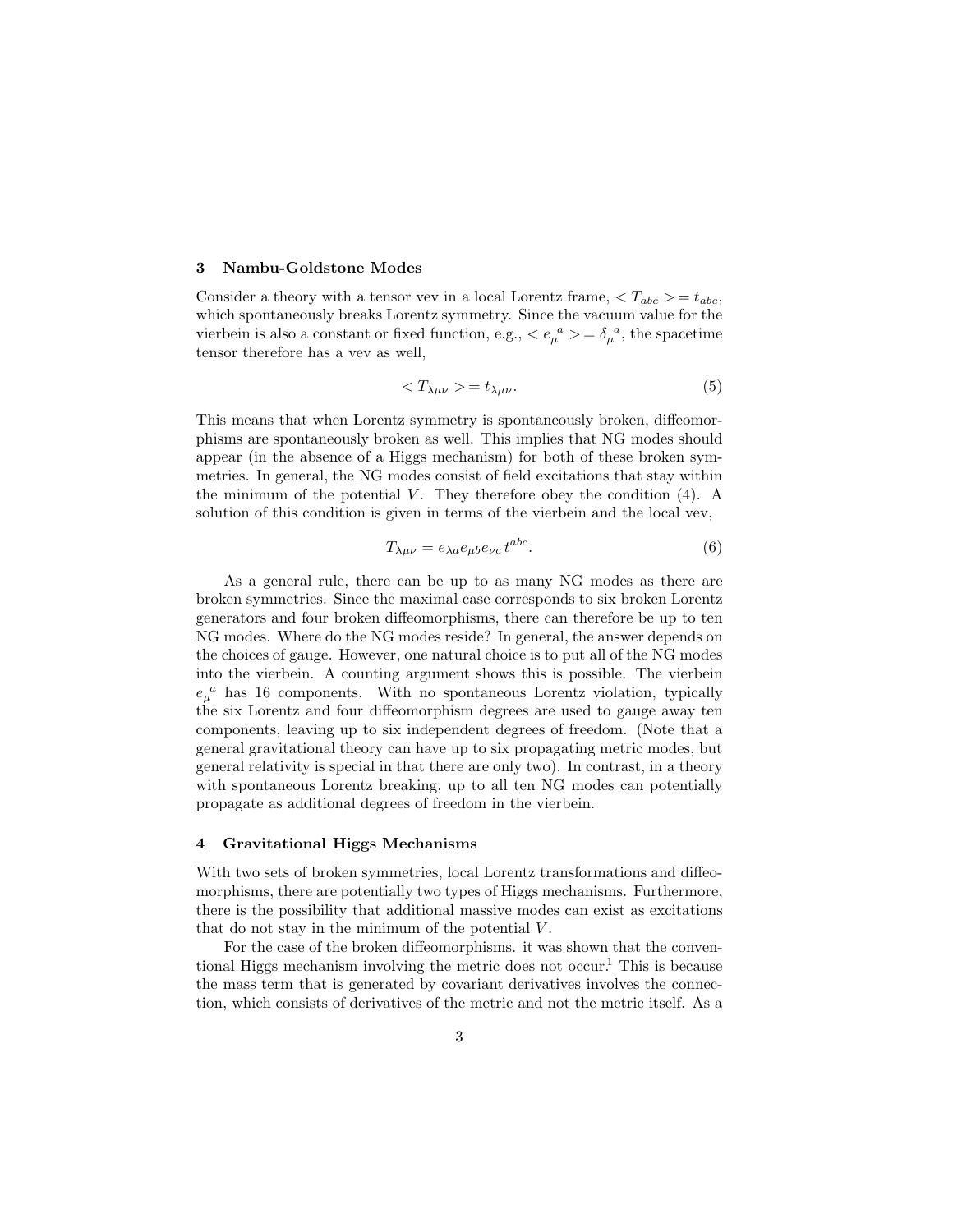## 3 Nambu-Goldstone Modes

Consider a theory with a tensor vev in a local Lorentz frame, $< T_{abc} >= t_{abc}$, which spontaneously breaks Lorentz symmetry. Since the vacuum value for the vierbein is also a constant or fixed function, e.g., $< e_\mu{}^a >= \delta_\mu{}^a$, the spacetime tensor therefore has a vev as well,

$$< T_{\lambda\mu\nu} >= t_{\lambda\mu\nu}. \tag{5}$$

This means that when Lorentz symmetry is spontaneously broken, diffeomorphisms are spontaneously broken as well. This implies that NG modes should appear (in the absence of a Higgs mechanism) for both of these broken symmetries. In general, the NG modes consist of field excitations that stay within the minimum of the potential $V$. They therefore obey the condition (4). A solution of this condition is given in terms of the vierbein and the local vev,

$$T_{\lambda\mu\nu} = e_{\lambda a} e_{\mu b} e_{\nu c}\, t^{abc}. \tag{6}$$

As a general rule, there can be up to as many NG modes as there are broken symmetries. Since the maximal case corresponds to six broken Lorentz generators and four broken diffeomorphisms, there can therefore be up to ten NG modes. Where do the NG modes reside? In general, the answer depends on the choices of gauge. However, one natural choice is to put all of the NG modes into the vierbein. A counting argument shows this is possible. The vierbein $e_\mu{}^a$ has 16 components. With no spontaneous Lorentz violation, typically the six Lorentz and four diffeomorphism degrees are used to gauge away ten components, leaving up to six independent degrees of freedom. (Note that a general gravitational theory can have up to six propagating metric modes, but general relativity is special in that there are only two). In contrast, in a theory with spontaneous Lorentz breaking, up to all ten NG modes can potentially propagate as additional degrees of freedom in the vierbein.

## 4 Gravitational Higgs Mechanisms

With two sets of broken symmetries, local Lorentz transformations and diffeomorphisms, there are potentially two types of Higgs mechanisms. Furthermore, there is the possibility that additional massive modes can exist as excitations that do not stay in the minimum of the potential $V$.

For the case of the broken diffeomorphisms. it was shown that the conventional Higgs mechanism involving the metric does not occur.[1] This is because the mass term that is generated by covariant derivatives involves the connection, which consists of derivatives of the metric and not the metric itself. As a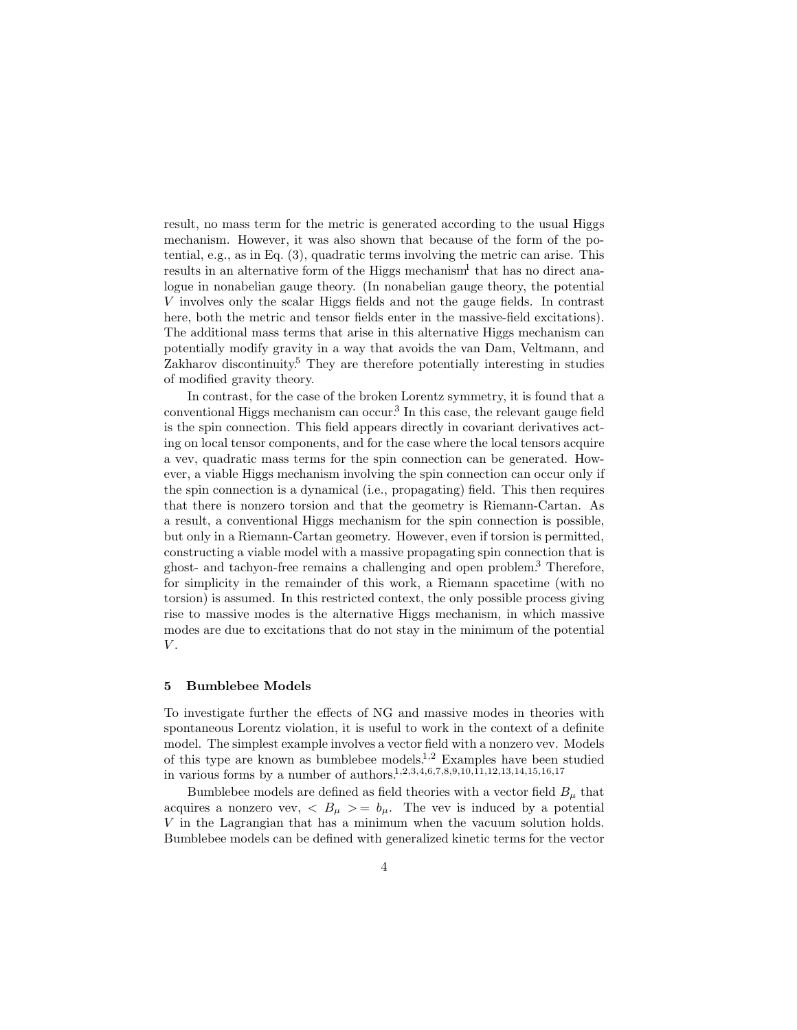result, no mass term for the metric is generated according to the usual Higgs mechanism. However, it was also shown that because of the form of the potential, e.g., as in Eq. (3), quadratic terms involving the metric can arise. This results in an alternative form of the Higgs mechanism[1] that has no direct analogue in nonabelian gauge theory. (In nonabelian gauge theory, the potential $V$ involves only the scalar Higgs fields and not the gauge fields. In contrast here, both the metric and tensor fields enter in the massive-field excitations). The additional mass terms that arise in this alternative Higgs mechanism can potentially modify gravity in a way that avoids the van Dam, Veltmann, and Zakharov discontinuity.[5] They are therefore potentially interesting in studies of modified gravity theory.

In contrast, for the case of the broken Lorentz symmetry, it is found that a conventional Higgs mechanism can occur.[3] In this case, the relevant gauge field is the spin connection. This field appears directly in covariant derivatives acting on local tensor components, and for the case where the local tensors acquire a vev, quadratic mass terms for the spin connection can be generated. However, a viable Higgs mechanism involving the spin connection can occur only if the spin connection is a dynamical (i.e., propagating) field. This then requires that there is nonzero torsion and that the geometry is Riemann-Cartan. As a result, a conventional Higgs mechanism for the spin connection is possible, but only in a Riemann-Cartan geometry. However, even if torsion is permitted, constructing a viable model with a massive propagating spin connection that is ghost- and tachyon-free remains a challenging and open problem.[3] Therefore, for simplicity in the remainder of this work, a Riemann spacetime (with no torsion) is assumed. In this restricted context, the only possible process giving rise to massive modes is the alternative Higgs mechanism, in which massive modes are due to excitations that do not stay in the minimum of the potential $V$.

## 5 Bumblebee Models

To investigate further the effects of NG and massive modes in theories with spontaneous Lorentz violation, it is useful to work in the context of a definite model. The simplest example involves a vector field with a nonzero vev. Models of this type are known as bumblebee models.[1,2] Examples have been studied in various forms by a number of authors.[1,2,3,4,6,7,8,9,10,11,12,13,14,15,16,17]

Bumblebee models are defined as field theories with a vector field $B_\mu$ that acquires a nonzero vev, $< B_\mu > = b_\mu$. The vev is induced by a potential $V$ in the Lagrangian that has a minimum when the vacuum solution holds. Bumblebee models can be defined with generalized kinetic terms for the vector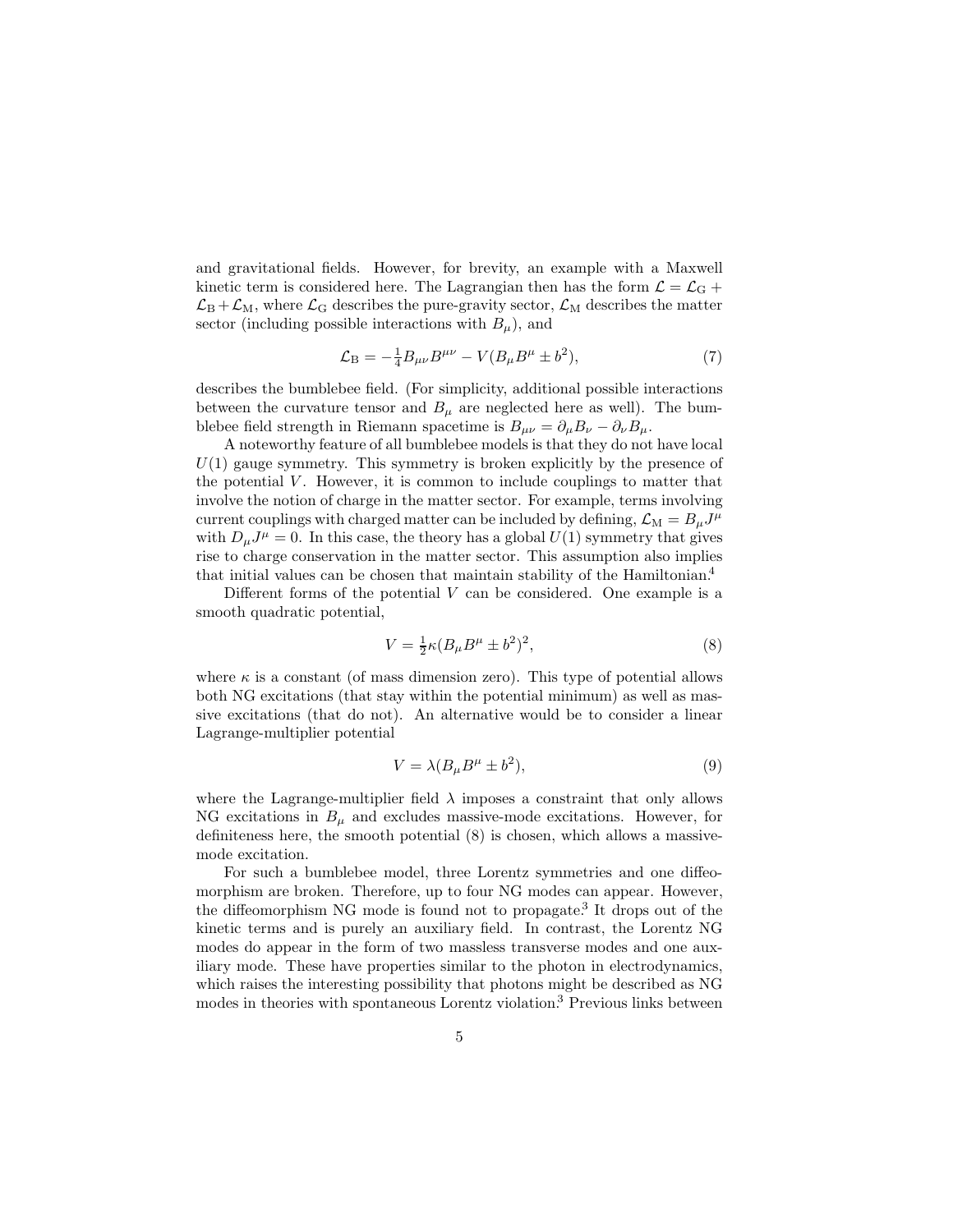and gravitational fields. However, for brevity, an example with a Maxwell kinetic term is considered here. The Lagrangian then has the form $\mathcal{L} = \mathcal{L}_{\rm G} + \mathcal{L}_{\rm B} + \mathcal{L}_{\rm M}$, where $\mathcal{L}_{\rm G}$ describes the pure-gravity sector, $\mathcal{L}_{\rm M}$ describes the matter sector (including possible interactions with $B_\mu$), and

$$\mathcal{L}_{\rm B} = -\tfrac{1}{4} B_{\mu\nu} B^{\mu\nu} - V(B_\mu B^\mu \pm b^2), \tag{7}$$

describes the bumblebee field. (For simplicity, additional possible interactions between the curvature tensor and $B_\mu$ are neglected here as well). The bumblebee field strength in Riemann spacetime is $B_{\mu\nu} = \partial_\mu B_\nu - \partial_\nu B_\mu$.

A noteworthy feature of all bumblebee models is that they do not have local $U(1)$ gauge symmetry. This symmetry is broken explicitly by the presence of the potential $V$. However, it is common to include couplings to matter that involve the notion of charge in the matter sector. For example, terms involving current couplings with charged matter can be included by defining, $\mathcal{L}_{\rm M} = B_\mu J^\mu$ with $D_\mu J^\mu = 0$. In this case, the theory has a global $U(1)$ symmetry that gives rise to charge conservation in the matter sector. This assumption also implies that initial values can be chosen that maintain stability of the Hamiltonian.[4]

Different forms of the potential $V$ can be considered. One example is a smooth quadratic potential,

$$V = \tfrac{1}{2} \kappa (B_\mu B^\mu \pm b^2)^2, \tag{8}$$

where $\kappa$ is a constant (of mass dimension zero). This type of potential allows both NG excitations (that stay within the potential minimum) as well as massive excitations (that do not). An alternative would be to consider a linear Lagrange-multiplier potential

$$V = \lambda (B_\mu B^\mu \pm b^2), \tag{9}$$

where the Lagrange-multiplier field $\lambda$ imposes a constraint that only allows NG excitations in $B_\mu$ and excludes massive-mode excitations. However, for definiteness here, the smooth potential (8) is chosen, which allows a massive-mode excitation.

For such a bumblebee model, three Lorentz symmetries and one diffeomorphism are broken. Therefore, up to four NG modes can appear. However, the diffeomorphism NG mode is found not to propagate.[3] It drops out of the kinetic terms and is purely an auxiliary field. In contrast, the Lorentz NG modes do appear in the form of two massless transverse modes and one auxiliary mode. These have properties similar to the photon in electrodynamics, which raises the interesting possibility that photons might be described as NG modes in theories with spontaneous Lorentz violation.[3] Previous links between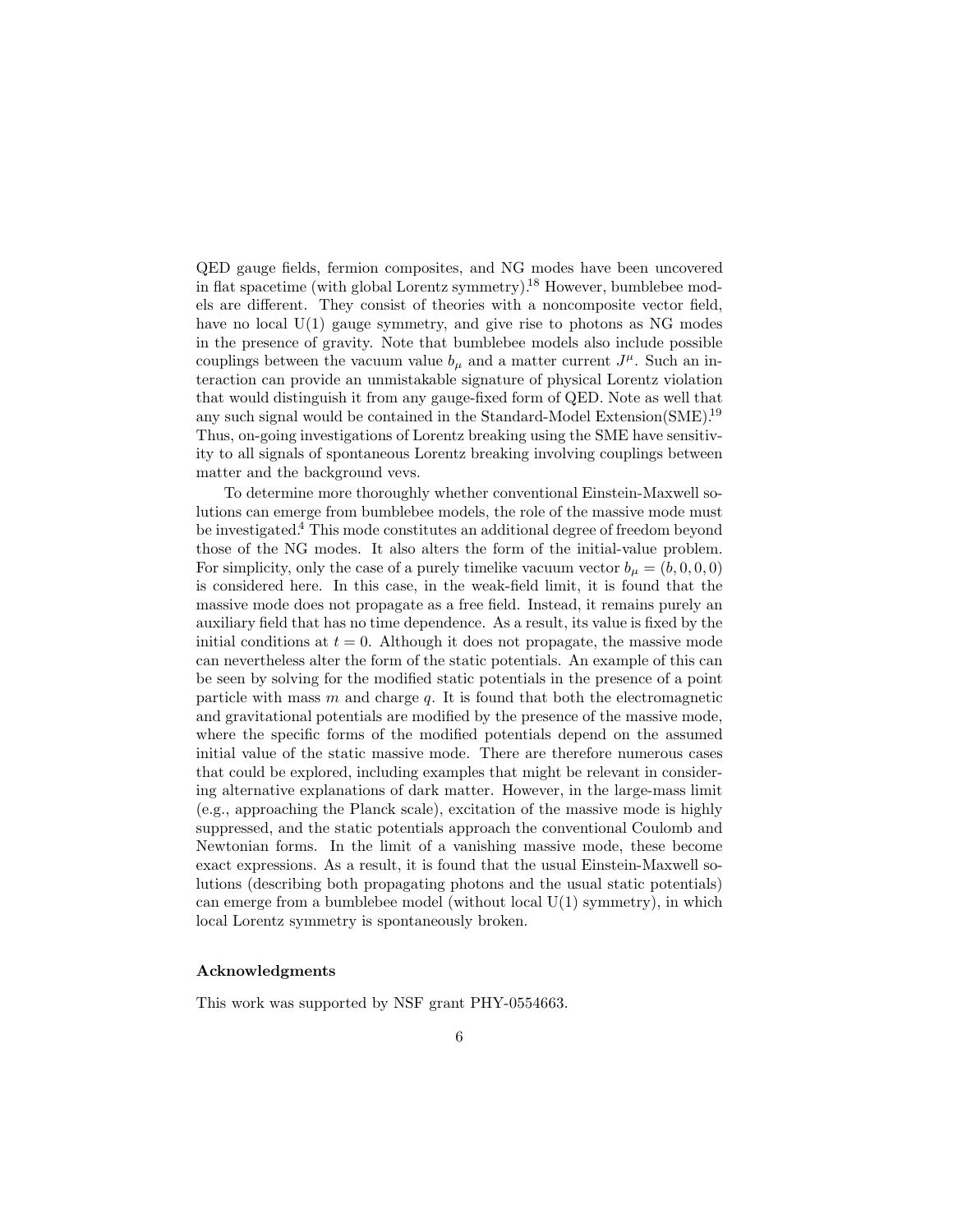QED gauge fields, fermion composites, and NG modes have been uncovered in flat spacetime (with global Lorentz symmetry).[18] However, bumblebee models are different. They consist of theories with a noncomposite vector field, have no local U(1) gauge symmetry, and give rise to photons as NG modes in the presence of gravity. Note that bumblebee models also include possible couplings between the vacuum value $b_\mu$ and a matter current $J^\mu$. Such an interaction can provide an unmistakable signature of physical Lorentz violation that would distinguish it from any gauge-fixed form of QED. Note as well that any such signal would be contained in the Standard-Model Extension(SME).[19] Thus, on-going investigations of Lorentz breaking using the SME have sensitivity to all signals of spontaneous Lorentz breaking involving couplings between matter and the background vevs.

To determine more thoroughly whether conventional Einstein-Maxwell solutions can emerge from bumblebee models, the role of the massive mode must be investigated.[4] This mode constitutes an additional degree of freedom beyond those of the NG modes. It also alters the form of the initial-value problem. For simplicity, only the case of a purely timelike vacuum vector $b_\mu = (b, 0, 0, 0)$ is considered here. In this case, in the weak-field limit, it is found that the massive mode does not propagate as a free field. Instead, it remains purely an auxiliary field that has no time dependence. As a result, its value is fixed by the initial conditions at $t = 0$. Although it does not propagate, the massive mode can nevertheless alter the form of the static potentials. An example of this can be seen by solving for the modified static potentials in the presence of a point particle with mass $m$ and charge $q$. It is found that both the electromagnetic and gravitational potentials are modified by the presence of the massive mode, where the specific forms of the modified potentials depend on the assumed initial value of the static massive mode. There are therefore numerous cases that could be explored, including examples that might be relevant in considering alternative explanations of dark matter. However, in the large-mass limit (e.g., approaching the Planck scale), excitation of the massive mode is highly suppressed, and the static potentials approach the conventional Coulomb and Newtonian forms. In the limit of a vanishing massive mode, these become exact expressions. As a result, it is found that the usual Einstein-Maxwell solutions (describing both propagating photons and the usual static potentials) can emerge from a bumblebee model (without local U(1) symmetry), in which local Lorentz symmetry is spontaneously broken.

## Acknowledgments

This work was supported by NSF grant PHY-0554663.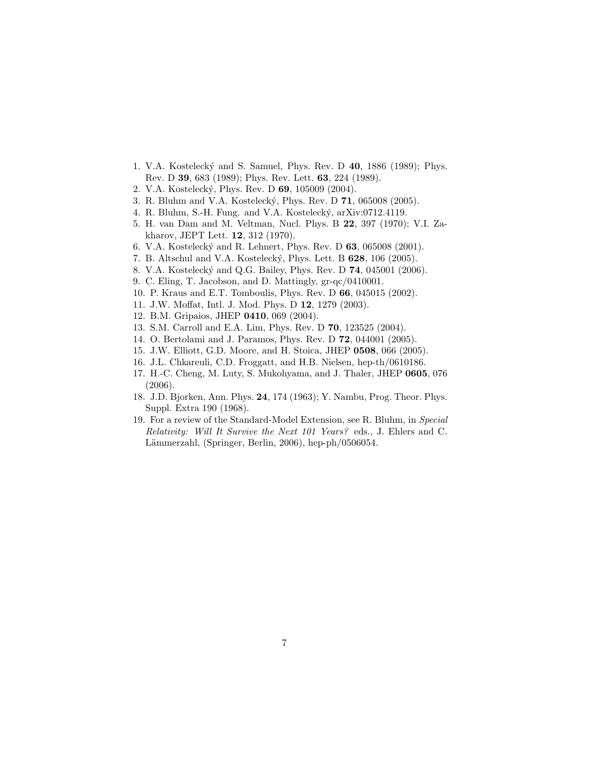1. V.A. Kostelecký and S. Samuel, Phys. Rev. D **40**, 1886 (1989); Phys. Rev. D **39**, 683 (1989); Phys. Rev. Lett. **63**, 224 (1989).
2. V.A. Kostelecký, Phys. Rev. D **69**, 105009 (2004).
3. R. Bluhm and V.A. Kostelecký, Phys. Rev. D **71**, 065008 (2005).
4. R. Bluhm, S.-H. Fung. and V.A. Kostelecký, arXiv:0712.4119.
5. H. van Dam and M. Veltman, Nucl. Phys. B **22**, 397 (1970); V.I. Zakharov, JEPT Lett. **12**, 312 (1970).
6. V.A. Kostelecký and R. Lehnert, Phys. Rev. D **63**, 065008 (2001).
7. B. Altschul and V.A. Kostelecký, Phys. Lett. B **628**, 106 (2005).
8. V.A. Kostelecký and Q.G. Bailey, Phys. Rev. D **74**, 045001 (2006).
9. C. Eling, T. Jacobson, and D. Mattingly, gr-qc/0410001.
10. P. Kraus and E.T. Tomboulis, Phys. Rev. D **66**, 045015 (2002).
11. J.W. Moffat, Intl. J. Mod. Phys. D **12**, 1279 (2003).
12. B.M. Gripaios, JHEP **0410**, 069 (2004).
13. S.M. Carroll and E.A. Lim, Phys. Rev. D **70**, 123525 (2004).
14. O. Bertolami and J. Paramos, Phys. Rev. D **72**, 044001 (2005).
15. J.W. Elliott, G.D. Moore, and H. Stoica, JHEP **0508**, 066 (2005).
16. J.L. Chkareuli, C.D. Froggatt, and H.B. Nielsen, hep-th/0610186.
17. H.-C. Cheng, M. Luty, S. Mukohyama, and J. Thaler, JHEP **0605**, 076 (2006).
18. J.D. Bjorken, Ann. Phys. **24**, 174 (1963); Y. Nambu, Prog. Theor. Phys. Suppl. Extra 190 (1968).
19. For a review of the Standard-Model Extension, see R. Bluhm, in *Special Relativity: Will It Survive the Next 101 Years?* eds., J. Ehlers and C. Lämmerzahl, (Springer, Berlin, 2006), hep-ph/0506054.